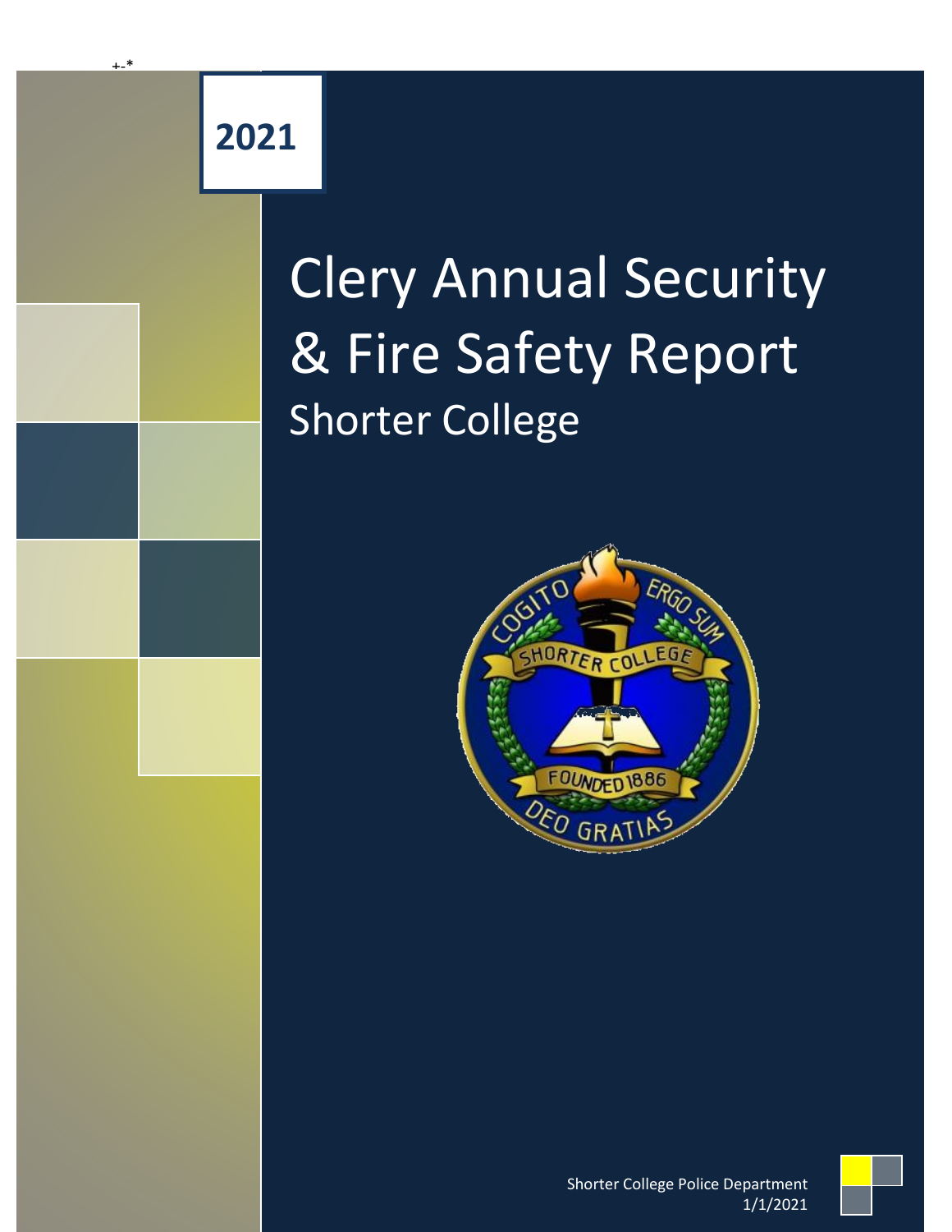+-*

**2021**

# Clery Annual Security & Fire Safety Report

## Shorter College

Shorter College Police Department
1/1/2021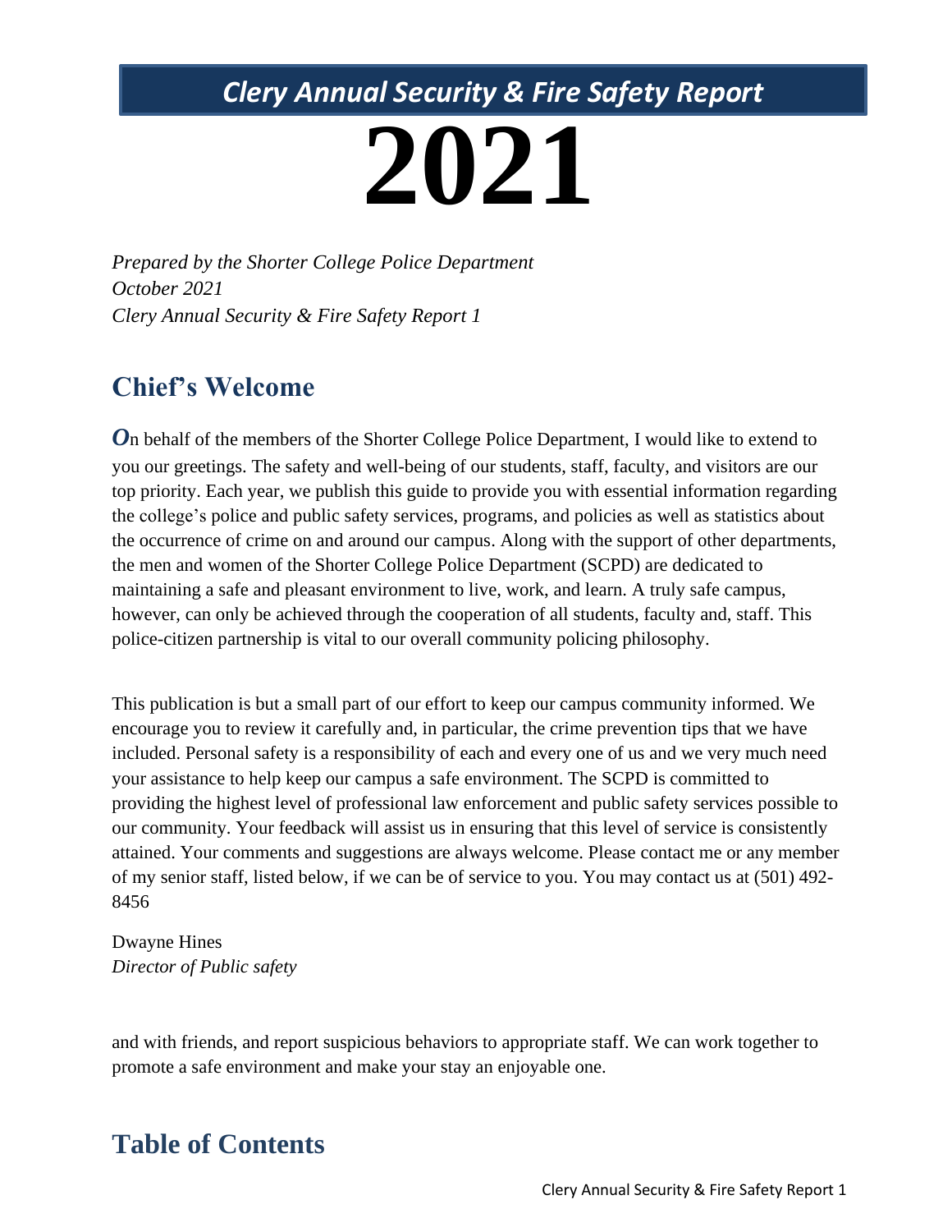# Clery Annual Security & Fire Safety Report

# 2021

*Prepared by the Shorter College Police Department*
*October 2021*
*Clery Annual Security & Fire Safety Report 1*

## Chief's Welcome

***O***n behalf of the members of the Shorter College Police Department, I would like to extend to you our greetings. The safety and well-being of our students, staff, faculty, and visitors are our top priority. Each year, we publish this guide to provide you with essential information regarding the college's police and public safety services, programs, and policies as well as statistics about the occurrence of crime on and around our campus. Along with the support of other departments, the men and women of the Shorter College Police Department (SCPD) are dedicated to maintaining a safe and pleasant environment to live, work, and learn. A truly safe campus, however, can only be achieved through the cooperation of all students, faculty and, staff. This police-citizen partnership is vital to our overall community policing philosophy.

This publication is but a small part of our effort to keep our campus community informed. We encourage you to review it carefully and, in particular, the crime prevention tips that we have included. Personal safety is a responsibility of each and every one of us and we very much need your assistance to help keep our campus a safe environment. The SCPD is committed to providing the highest level of professional law enforcement and public safety services possible to our community. Your feedback will assist us in ensuring that this level of service is consistently attained. Your comments and suggestions are always welcome. Please contact me or any member of my senior staff, listed below, if we can be of service to you. You may contact us at (501) 492-8456

Dwayne Hines
*Director of Public safety*

and with friends, and report suspicious behaviors to appropriate staff. We can work together to promote a safe environment and make your stay an enjoyable one.

## Table of Contents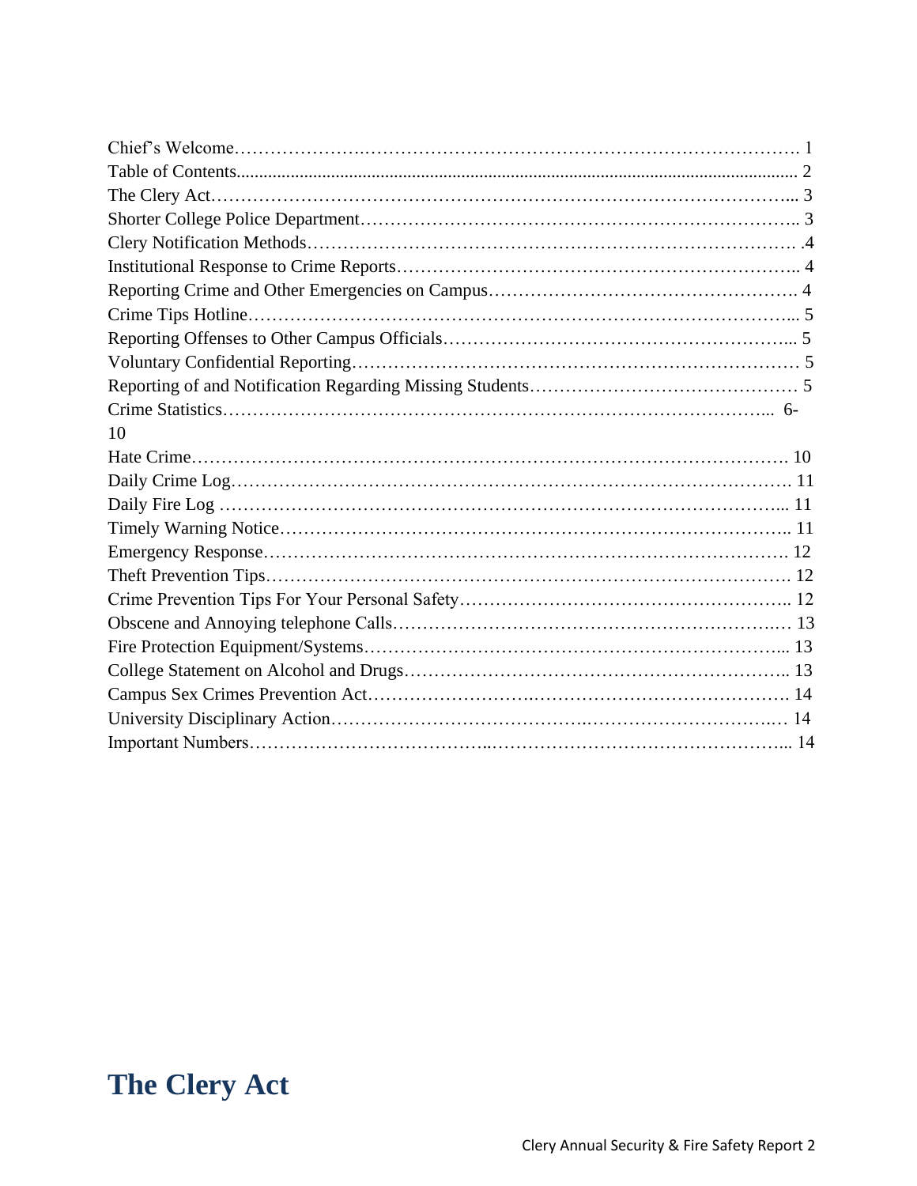Chief's Welcome………………….……………………………………………………………. 1
Table of Contents.............................................................................................................................. 2
The Clery Act……………………………………………………………………………... 3
Shorter College Police Department……………………………………………………………. 3
Clery Notification Methods……………………………………………………………………. .4
Institutional Response to Crime Reports…………………………………………………….. 4
Reporting Crime and Other Emergencies on Campus…………………………….………. 4
Crime Tips Hotline…………………………………………………………………………... 5
Reporting Offenses to Other Campus Officials…………………………………………... 5
Voluntary Confidential Reporting……………………………………………………………… 5
Reporting of and Notification Regarding Missing Students……………………………………… 5
Crime Statistics…………………………………………………………………………... 6-10
Hate Crime……………………………………………………………………………………. 10
Daily Crime Log………………………………………………………………………………. 11
Daily Fire Log ……………………………………………………………………………... 11
Timely Warning Notice……………………………………………………………………….. 11
Emergency Response…………………………………………………………………………. 12
Theft Prevention Tips…………………………………………………………………………. 12
Crime Prevention Tips For Your Personal Safety……………………………………………….. 12
Obscene and Annoying telephone Calls……………………………………………………… 13
Fire Protection Equipment/Systems……………………………………………………………... 13
College Statement on Alcohol and Drugs……………………………………………………….. 13
Campus Sex Crimes Prevention Act……………………….……………………………………. 14
University Disciplinary Action…………………………………….…………………………… 14
Important Numbers……………………………….………………………………………….... 14

# The Clery Act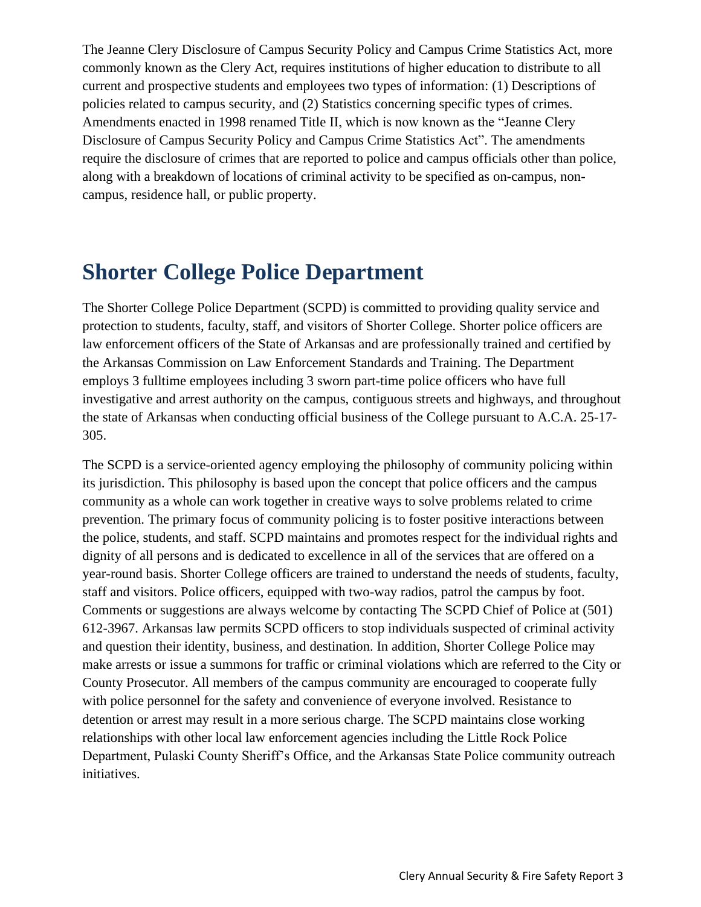The Jeanne Clery Disclosure of Campus Security Policy and Campus Crime Statistics Act, more commonly known as the Clery Act, requires institutions of higher education to distribute to all current and prospective students and employees two types of information: (1) Descriptions of policies related to campus security, and (2) Statistics concerning specific types of crimes. Amendments enacted in 1998 renamed Title II, which is now known as the "Jeanne Clery Disclosure of Campus Security Policy and Campus Crime Statistics Act". The amendments require the disclosure of crimes that are reported to police and campus officials other than police, along with a breakdown of locations of criminal activity to be specified as on-campus, non-campus, residence hall, or public property.

## Shorter College Police Department

The Shorter College Police Department (SCPD) is committed to providing quality service and protection to students, faculty, staff, and visitors of Shorter College. Shorter police officers are law enforcement officers of the State of Arkansas and are professionally trained and certified by the Arkansas Commission on Law Enforcement Standards and Training. The Department employs 3 fulltime employees including 3 sworn part-time police officers who have full investigative and arrest authority on the campus, contiguous streets and highways, and throughout the state of Arkansas when conducting official business of the College pursuant to A.C.A. 25-17-305.

The SCPD is a service-oriented agency employing the philosophy of community policing within its jurisdiction. This philosophy is based upon the concept that police officers and the campus community as a whole can work together in creative ways to solve problems related to crime prevention. The primary focus of community policing is to foster positive interactions between the police, students, and staff. SCPD maintains and promotes respect for the individual rights and dignity of all persons and is dedicated to excellence in all of the services that are offered on a year-round basis. Shorter College officers are trained to understand the needs of students, faculty, staff and visitors. Police officers, equipped with two-way radios, patrol the campus by foot. Comments or suggestions are always welcome by contacting The SCPD Chief of Police at (501) 612-3967. Arkansas law permits SCPD officers to stop individuals suspected of criminal activity and question their identity, business, and destination. In addition, Shorter College Police may make arrests or issue a summons for traffic or criminal violations which are referred to the City or County Prosecutor. All members of the campus community are encouraged to cooperate fully with police personnel for the safety and convenience of everyone involved. Resistance to detention or arrest may result in a more serious charge. The SCPD maintains close working relationships with other local law enforcement agencies including the Little Rock Police Department, Pulaski County Sheriff's Office, and the Arkansas State Police community outreach initiatives.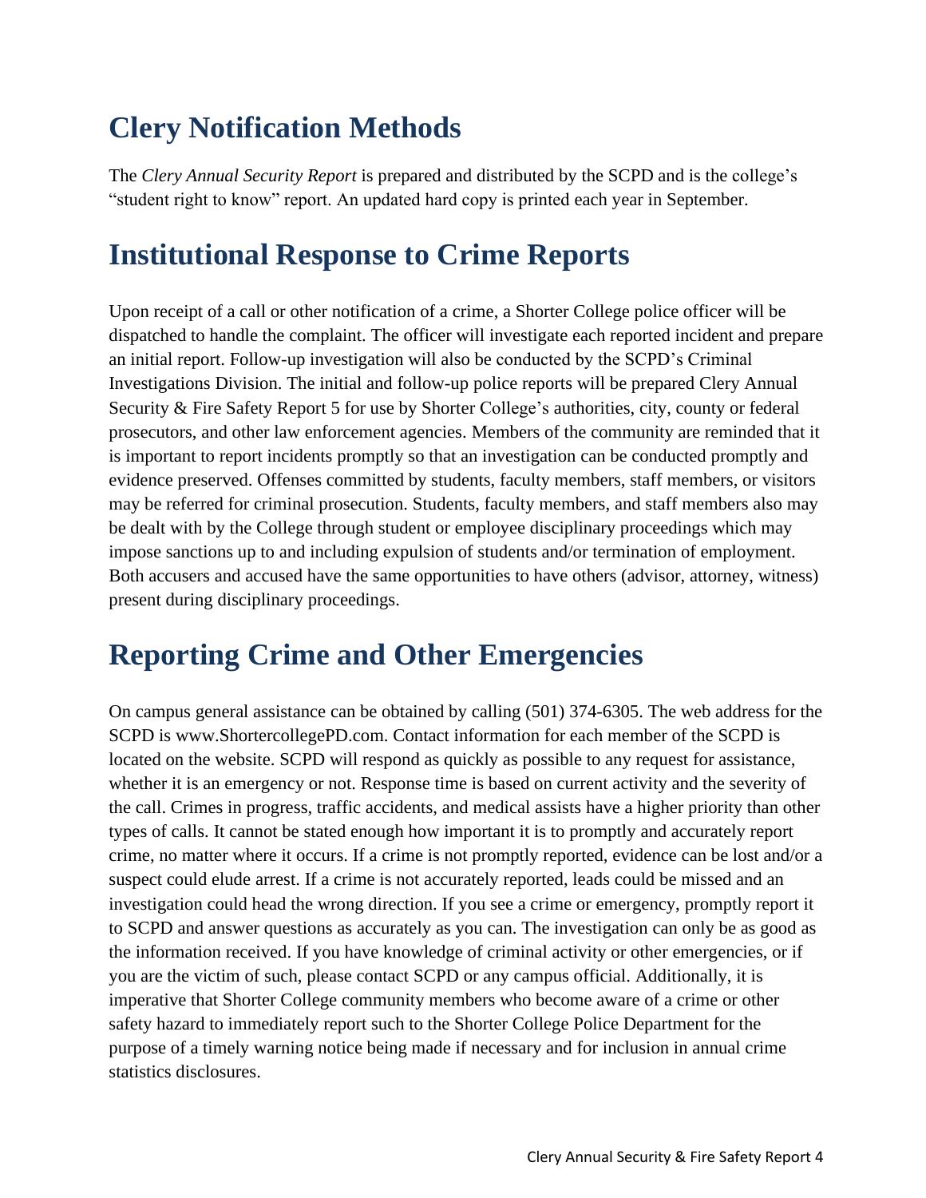## Clery Notification Methods

The *Clery Annual Security Report* is prepared and distributed by the SCPD and is the college's "student right to know" report. An updated hard copy is printed each year in September.

## Institutional Response to Crime Reports

Upon receipt of a call or other notification of a crime, a Shorter College police officer will be dispatched to handle the complaint. The officer will investigate each reported incident and prepare an initial report. Follow-up investigation will also be conducted by the SCPD's Criminal Investigations Division. The initial and follow-up police reports will be prepared Clery Annual Security & Fire Safety Report 5 for use by Shorter College's authorities, city, county or federal prosecutors, and other law enforcement agencies. Members of the community are reminded that it is important to report incidents promptly so that an investigation can be conducted promptly and evidence preserved. Offenses committed by students, faculty members, staff members, or visitors may be referred for criminal prosecution. Students, faculty members, and staff members also may be dealt with by the College through student or employee disciplinary proceedings which may impose sanctions up to and including expulsion of students and/or termination of employment. Both accusers and accused have the same opportunities to have others (advisor, attorney, witness) present during disciplinary proceedings.

## Reporting Crime and Other Emergencies

On campus general assistance can be obtained by calling (501) 374-6305. The web address for the SCPD is www.ShortercollegePD.com. Contact information for each member of the SCPD is located on the website. SCPD will respond as quickly as possible to any request for assistance, whether it is an emergency or not. Response time is based on current activity and the severity of the call. Crimes in progress, traffic accidents, and medical assists have a higher priority than other types of calls. It cannot be stated enough how important it is to promptly and accurately report crime, no matter where it occurs. If a crime is not promptly reported, evidence can be lost and/or a suspect could elude arrest. If a crime is not accurately reported, leads could be missed and an investigation could head the wrong direction. If you see a crime or emergency, promptly report it to SCPD and answer questions as accurately as you can. The investigation can only be as good as the information received. If you have knowledge of criminal activity or other emergencies, or if you are the victim of such, please contact SCPD or any campus official. Additionally, it is imperative that Shorter College community members who become aware of a crime or other safety hazard to immediately report such to the Shorter College Police Department for the purpose of a timely warning notice being made if necessary and for inclusion in annual crime statistics disclosures.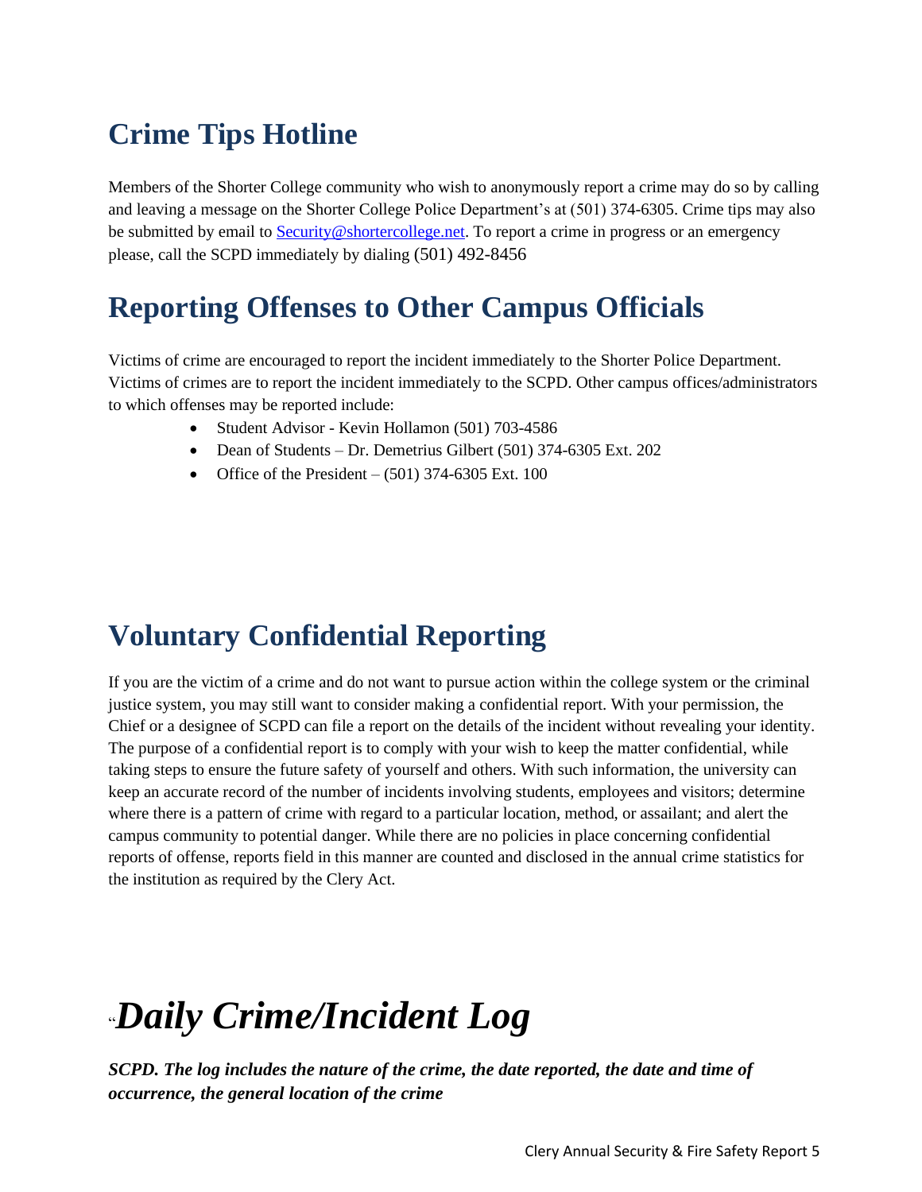## Crime Tips Hotline

Members of the Shorter College community who wish to anonymously report a crime may do so by calling and leaving a message on the Shorter College Police Department's at (501) 374-6305. Crime tips may also be submitted by email to [Security@shortercollege.net](mailto:Security@shortercollege.net). To report a crime in progress or an emergency please, call the SCPD immediately by dialing (501) 492-8456

## Reporting Offenses to Other Campus Officials

Victims of crime are encouraged to report the incident immediately to the Shorter Police Department. Victims of crimes are to report the incident immediately to the SCPD. Other campus offices/administrators to which offenses may be reported include:

- Student Advisor - Kevin Hollamon (501) 703-4586
- Dean of Students – Dr. Demetrius Gilbert (501) 374-6305 Ext. 202
- Office of the President – (501) 374-6305 Ext. 100

## Voluntary Confidential Reporting

If you are the victim of a crime and do not want to pursue action within the college system or the criminal justice system, you may still want to consider making a confidential report. With your permission, the Chief or a designee of SCPD can file a report on the details of the incident without revealing your identity. The purpose of a confidential report is to comply with your wish to keep the matter confidential, while taking steps to ensure the future safety of yourself and others. With such information, the university can keep an accurate record of the number of incidents involving students, employees and visitors; determine where there is a pattern of crime with regard to a particular location, method, or assailant; and alert the campus community to potential danger. While there are no policies in place concerning confidential reports of offense, reports field in this manner are counted and disclosed in the annual crime statistics for the institution as required by the Clery Act.

# "*Daily Crime/Incident Log*

***SCPD. The log includes the nature of the crime, the date reported, the date and time of occurrence, the general location of the crime***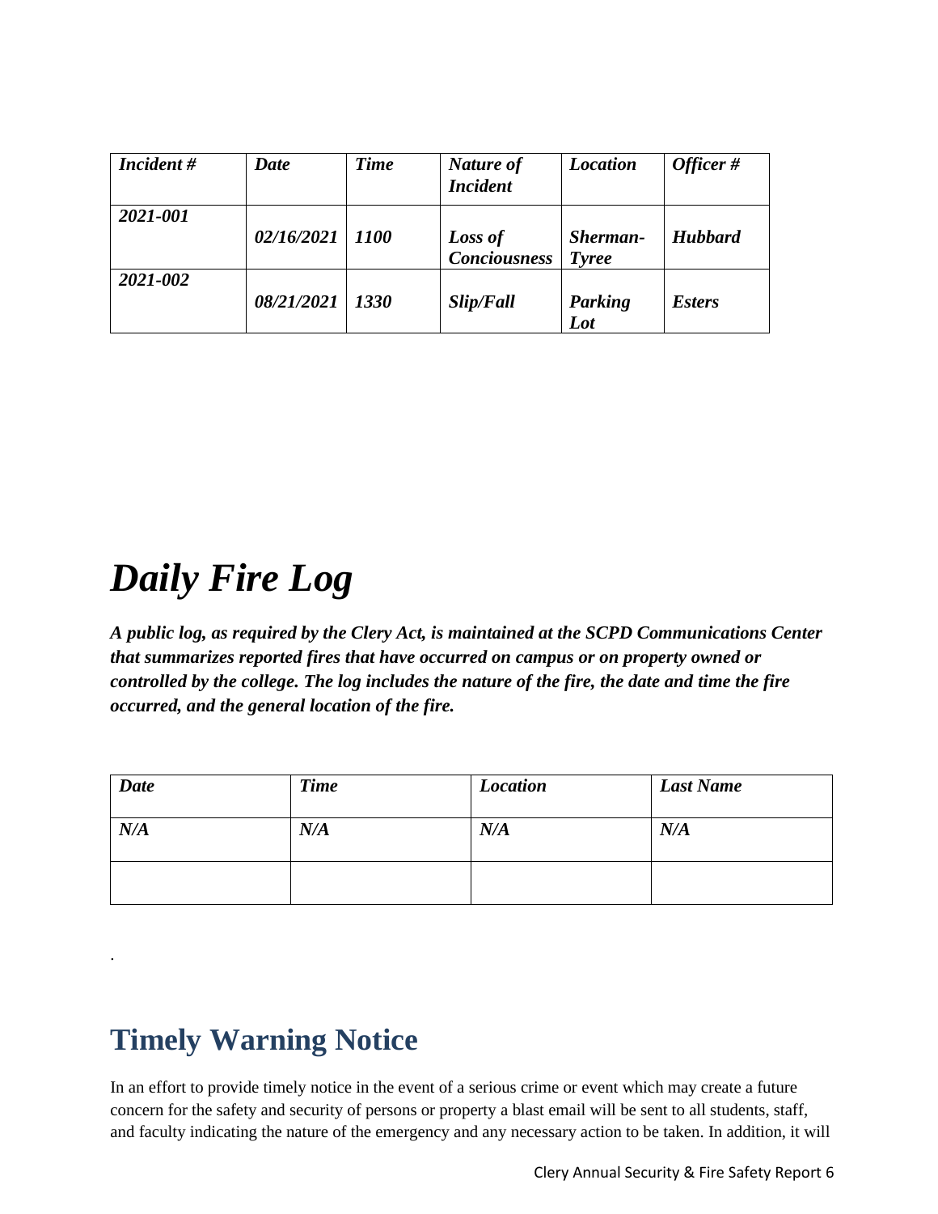| *Incident #* | *Date* | *Time* | *Nature of Incident* | *Location* | *Officer #* |
|---|---|---|---|---|---|
| ***2021-001*** | ***02/16/2021*** | ***1100*** | ***Loss of Conciousness*** | ***Sherman-Tyree*** | ***Hubbard*** |
| ***2021-002*** | ***08/21/2021*** | ***1330*** | ***Slip/Fall*** | ***Parking Lot*** | ***Esters*** |

# *Daily Fire Log*

***A public log, as required by the Clery Act, is maintained at the SCPD Communications Center that summarizes reported fires that have occurred on campus or on property owned or controlled by the college. The log includes the nature of the fire, the date and time the fire occurred, and the general location of the fire.***

| *Date* | *Time* | *Location* | *Last Name* |
|---|---|---|---|
| ***N/A*** | ***N/A*** | ***N/A*** | ***N/A*** |
| | | | |

.

## Timely Warning Notice

In an effort to provide timely notice in the event of a serious crime or event which may create a future concern for the safety and security of persons or property a blast email will be sent to all students, staff, and faculty indicating the nature of the emergency and any necessary action to be taken. In addition, it will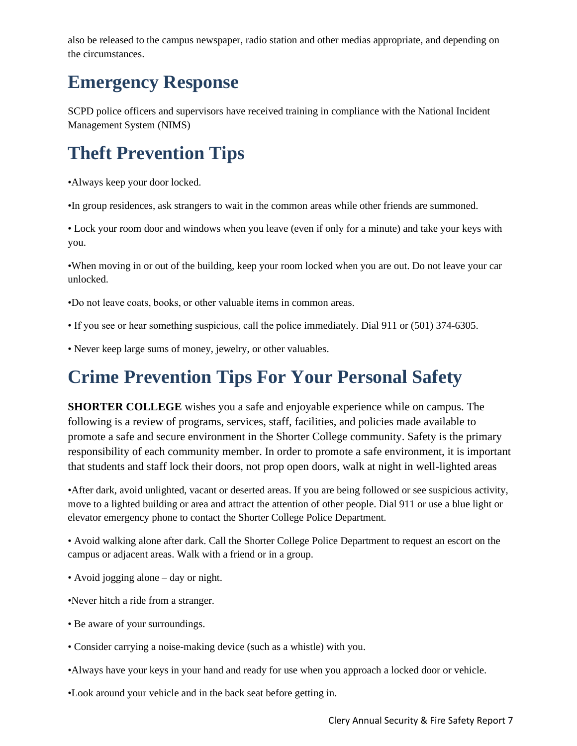also be released to the campus newspaper, radio station and other medias appropriate, and depending on the circumstances.

# Emergency Response

SCPD police officers and supervisors have received training in compliance with the National Incident Management System (NIMS)

# Theft Prevention Tips

•Always keep your door locked.

•In group residences, ask strangers to wait in the common areas while other friends are summoned.

• Lock your room door and windows when you leave (even if only for a minute) and take your keys with you.

•When moving in or out of the building, keep your room locked when you are out. Do not leave your car unlocked.

•Do not leave coats, books, or other valuable items in common areas.

• If you see or hear something suspicious, call the police immediately. Dial 911 or (501) 374-6305.

• Never keep large sums of money, jewelry, or other valuables.

# Crime Prevention Tips For Your Personal Safety

**SHORTER COLLEGE** wishes you a safe and enjoyable experience while on campus. The following is a review of programs, services, staff, facilities, and policies made available to promote a safe and secure environment in the Shorter College community. Safety is the primary responsibility of each community member. In order to promote a safe environment, it is important that students and staff lock their doors, not prop open doors, walk at night in well-lighted areas

•After dark, avoid unlighted, vacant or deserted areas. If you are being followed or see suspicious activity, move to a lighted building or area and attract the attention of other people. Dial 911 or use a blue light or elevator emergency phone to contact the Shorter College Police Department.

• Avoid walking alone after dark. Call the Shorter College Police Department to request an escort on the campus or adjacent areas. Walk with a friend or in a group.

• Avoid jogging alone – day or night.

•Never hitch a ride from a stranger.

• Be aware of your surroundings.

• Consider carrying a noise-making device (such as a whistle) with you.

•Always have your keys in your hand and ready for use when you approach a locked door or vehicle.

•Look around your vehicle and in the back seat before getting in.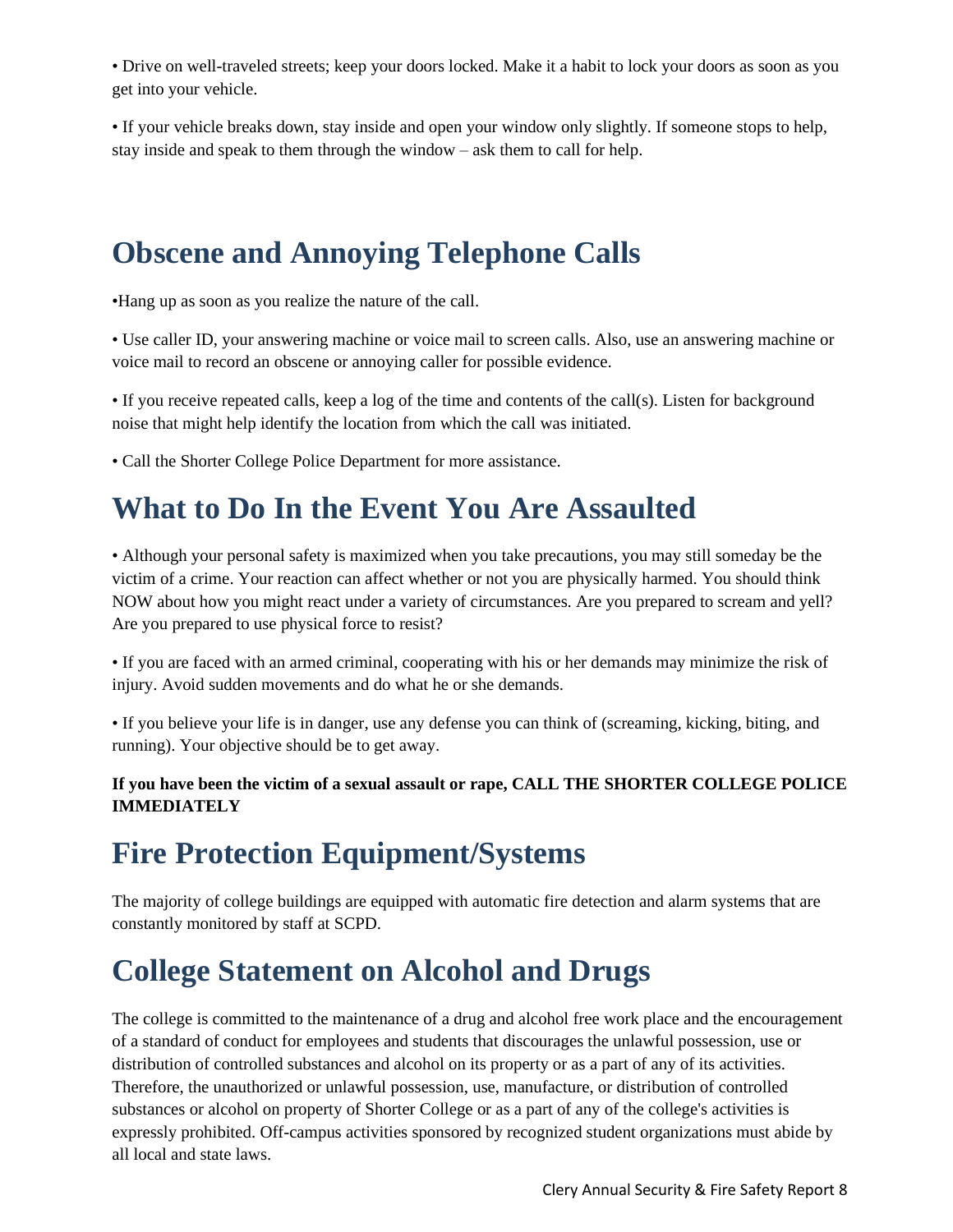• Drive on well-traveled streets; keep your doors locked. Make it a habit to lock your doors as soon as you get into your vehicle.

• If your vehicle breaks down, stay inside and open your window only slightly. If someone stops to help, stay inside and speak to them through the window – ask them to call for help.

# Obscene and Annoying Telephone Calls

•Hang up as soon as you realize the nature of the call.

• Use caller ID, your answering machine or voice mail to screen calls. Also, use an answering machine or voice mail to record an obscene or annoying caller for possible evidence.

• If you receive repeated calls, keep a log of the time and contents of the call(s). Listen for background noise that might help identify the location from which the call was initiated.

• Call the Shorter College Police Department for more assistance.

# What to Do In the Event You Are Assaulted

• Although your personal safety is maximized when you take precautions, you may still someday be the victim of a crime. Your reaction can affect whether or not you are physically harmed. You should think NOW about how you might react under a variety of circumstances. Are you prepared to scream and yell? Are you prepared to use physical force to resist?

• If you are faced with an armed criminal, cooperating with his or her demands may minimize the risk of injury. Avoid sudden movements and do what he or she demands.

• If you believe your life is in danger, use any defense you can think of (screaming, kicking, biting, and running). Your objective should be to get away.

**If you have been the victim of a sexual assault or rape, CALL THE SHORTER COLLEGE POLICE IMMEDIATELY**

# Fire Protection Equipment/Systems

The majority of college buildings are equipped with automatic fire detection and alarm systems that are constantly monitored by staff at SCPD.

# College Statement on Alcohol and Drugs

The college is committed to the maintenance of a drug and alcohol free work place and the encouragement of a standard of conduct for employees and students that discourages the unlawful possession, use or distribution of controlled substances and alcohol on its property or as a part of any of its activities. Therefore, the unauthorized or unlawful possession, use, manufacture, or distribution of controlled substances or alcohol on property of Shorter College or as a part of any of the college's activities is expressly prohibited. Off-campus activities sponsored by recognized student organizations must abide by all local and state laws.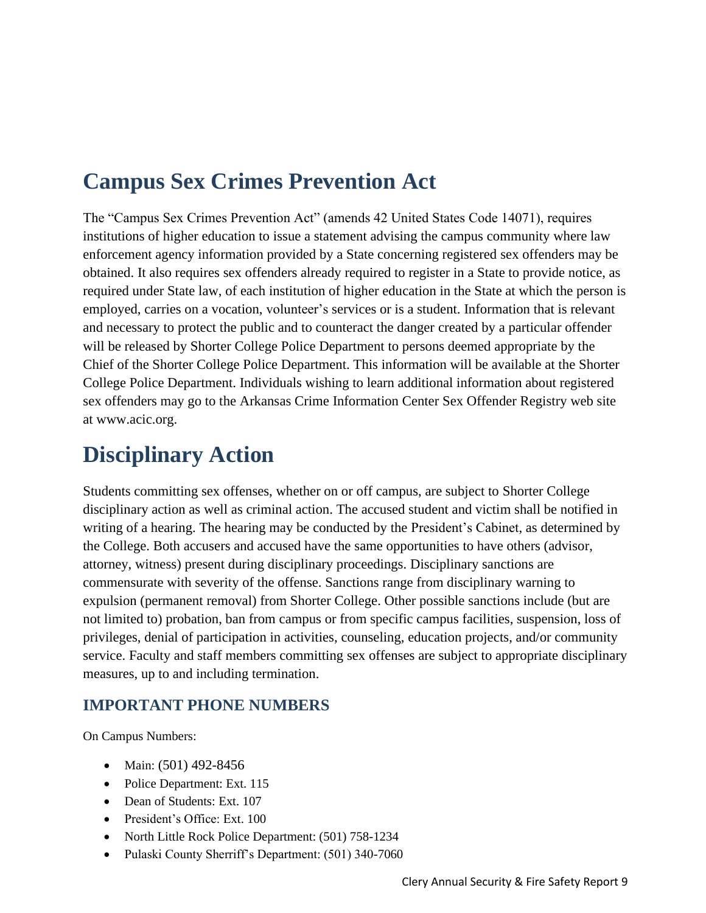# Campus Sex Crimes Prevention Act

The "Campus Sex Crimes Prevention Act" (amends 42 United States Code 14071), requires institutions of higher education to issue a statement advising the campus community where law enforcement agency information provided by a State concerning registered sex offenders may be obtained. It also requires sex offenders already required to register in a State to provide notice, as required under State law, of each institution of higher education in the State at which the person is employed, carries on a vocation, volunteer's services or is a student. Information that is relevant and necessary to protect the public and to counteract the danger created by a particular offender will be released by Shorter College Police Department to persons deemed appropriate by the Chief of the Shorter College Police Department. This information will be available at the Shorter College Police Department. Individuals wishing to learn additional information about registered sex offenders may go to the Arkansas Crime Information Center Sex Offender Registry web site at www.acic.org.

# Disciplinary Action

Students committing sex offenses, whether on or off campus, are subject to Shorter College disciplinary action as well as criminal action. The accused student and victim shall be notified in writing of a hearing. The hearing may be conducted by the President's Cabinet, as determined by the College. Both accusers and accused have the same opportunities to have others (advisor, attorney, witness) present during disciplinary proceedings. Disciplinary sanctions are commensurate with severity of the offense. Sanctions range from disciplinary warning to expulsion (permanent removal) from Shorter College. Other possible sanctions include (but are not limited to) probation, ban from campus or from specific campus facilities, suspension, loss of privileges, denial of participation in activities, counseling, education projects, and/or community service. Faculty and staff members committing sex offenses are subject to appropriate disciplinary measures, up to and including termination.

### IMPORTANT PHONE NUMBERS

On Campus Numbers:

- Main: (501) 492-8456
- Police Department: Ext. 115
- Dean of Students: Ext. 107
- President's Office: Ext. 100
- North Little Rock Police Department: (501) 758-1234
- Pulaski County Sherriff's Department: (501) 340-7060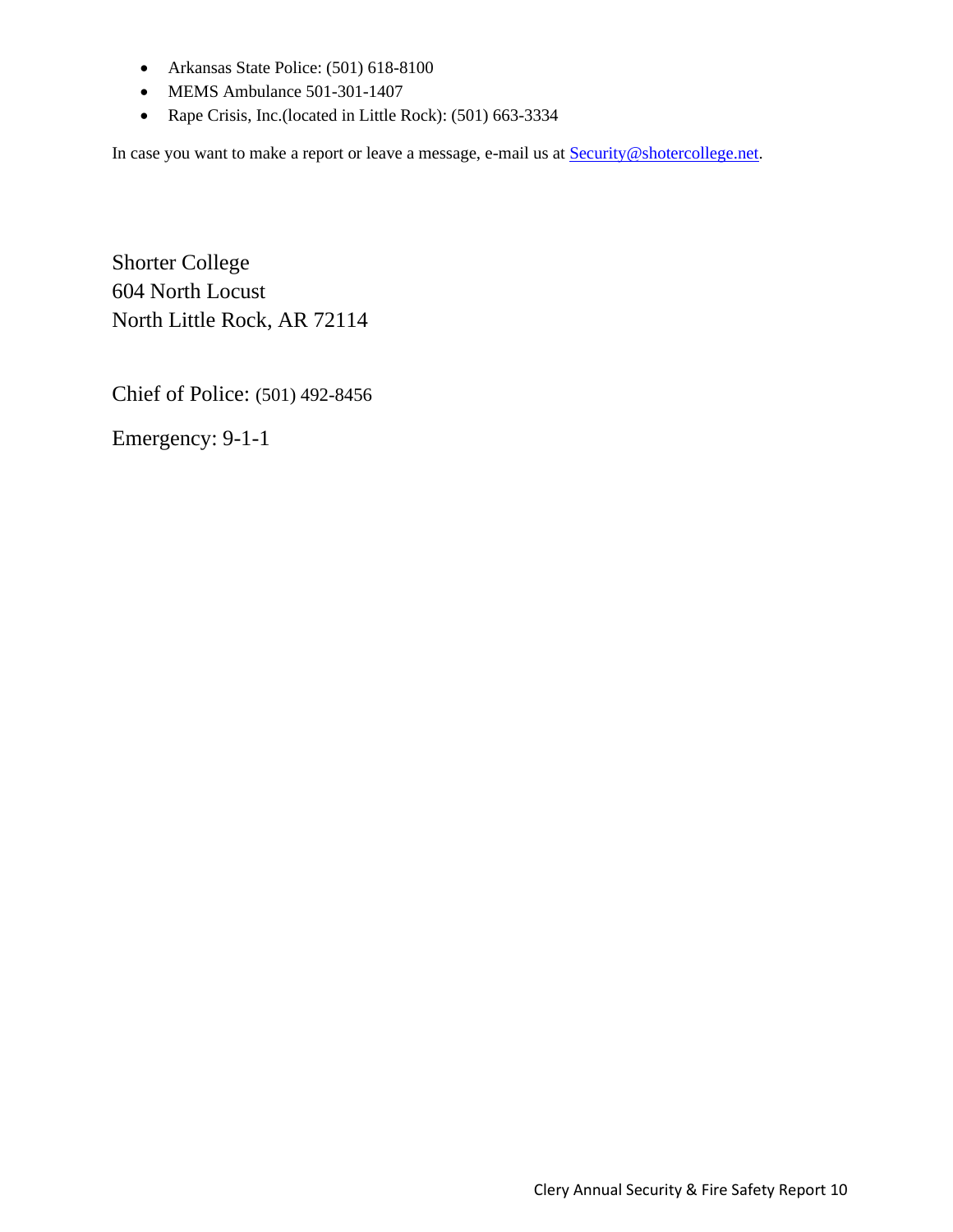- Arkansas State Police: (501) 618-8100
- MEMS Ambulance 501-301-1407
- Rape Crisis, Inc.(located in Little Rock): (501) 663-3334

In case you want to make a report or leave a message, e-mail us at Security@shotercollege.net.

Shorter College
604 North Locust
North Little Rock, AR 72114

Chief of Police: (501) 492-8456

Emergency: 9-1-1